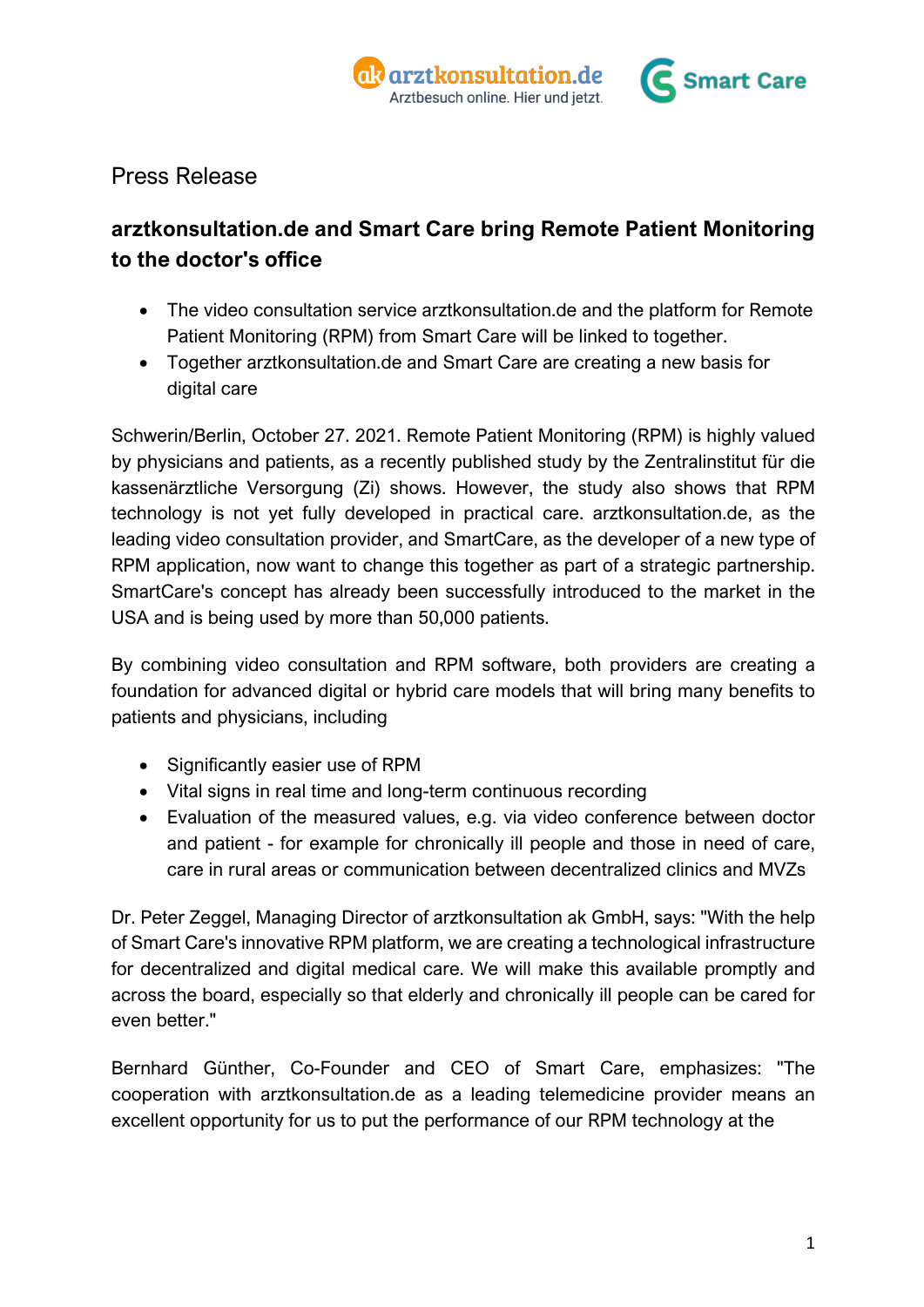Press Release

## arztkonsultation.de and Smart Care bring Remote Patient Monitoring to the doctor's office

- The video consultation service arztkonsultation.de and the platform for Remote Patient Monitoring (RPM) from Smart Care will be linked to together.
- Together arztkonsultation.de and Smart Care are creating a new basis for digital care

Schwerin/Berlin, October 27. 2021. Remote Patient Monitoring (RPM) is highly valued by physicians and patients, as a recently published study by the Zentralinstitut für die kassenärztliche Versorgung (Zi) shows. However, the study also shows that RPM technology is not yet fully developed in practical care. arztkonsultation.de, as the leading video consultation provider, and SmartCare, as the developer of a new type of RPM application, now want to change this together as part of a strategic partnership. SmartCare's concept has already been successfully introduced to the market in the USA and is being used by more than 50,000 patients.

By combining video consultation and RPM software, both providers are creating a foundation for advanced digital or hybrid care models that will bring many benefits to patients and physicians, including

- Significantly easier use of RPM
- Vital signs in real time and long-term continuous recording
- Evaluation of the measured values, e.g. via video conference between doctor and patient - for example for chronically ill people and those in need of care, care in rural areas or communication between decentralized clinics and MVZs

Dr. Peter Zeggel, Managing Director of arztkonsultation ak GmbH, says: "With the help of Smart Care's innovative RPM platform, we are creating a technological infrastructure for decentralized and digital medical care. We will make this available promptly and across the board, especially so that elderly and chronically ill people can be cared for even better."

Bernhard Günther, Co-Founder and CEO of Smart Care, emphasizes: "The cooperation with arztkonsultation.de as a leading telemedicine provider means an excellent opportunity for us to put the performance of our RPM technology at the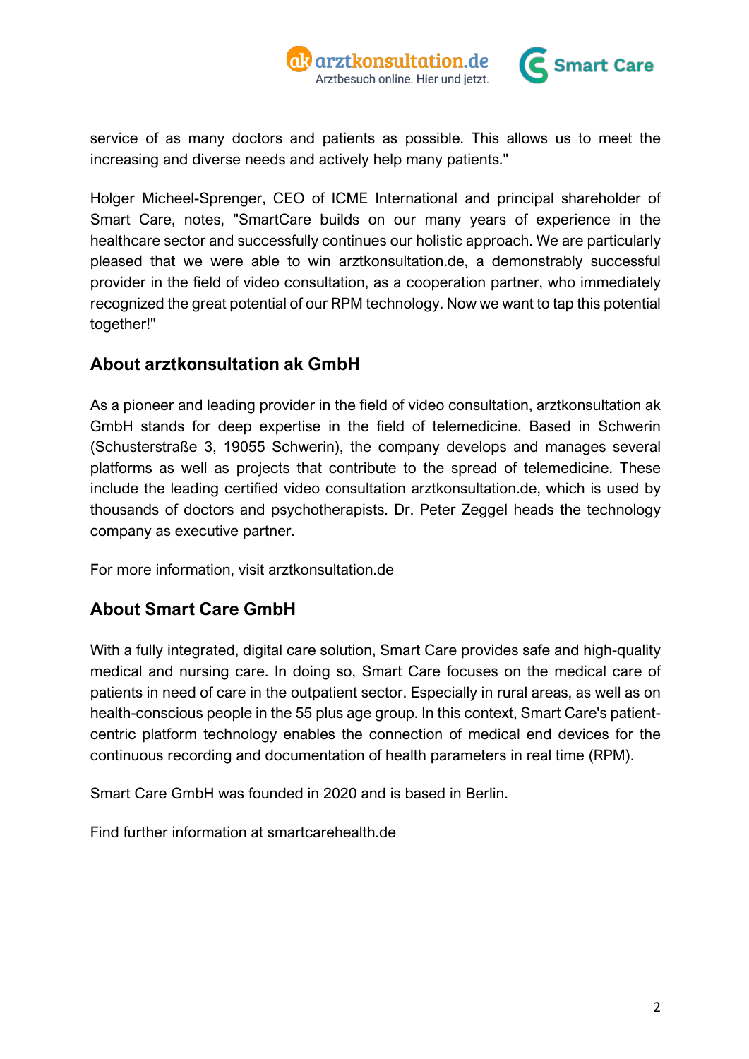service of as many doctors and patients as possible. This allows us to meet the increasing and diverse needs and actively help many patients."

Holger Micheel-Sprenger, CEO of ICME International and principal shareholder of Smart Care, notes, "SmartCare builds on our many years of experience in the healthcare sector and successfully continues our holistic approach. We are particularly pleased that we were able to win arztkonsultation.de, a demonstrably successful provider in the field of video consultation, as a cooperation partner, who immediately recognized the great potential of our RPM technology. Now we want to tap this potential together!"

## About arztkonsultation ak GmbH

As a pioneer and leading provider in the field of video consultation, arztkonsultation ak GmbH stands for deep expertise in the field of telemedicine. Based in Schwerin (Schusterstraße 3, 19055 Schwerin), the company develops and manages several platforms as well as projects that contribute to the spread of telemedicine. These include the leading certified video consultation arztkonsultation.de, which is used by thousands of doctors and psychotherapists. Dr. Peter Zeggel heads the technology company as executive partner.

For more information, visit arztkonsultation.de

## About Smart Care GmbH

With a fully integrated, digital care solution, Smart Care provides safe and high-quality medical and nursing care. In doing so, Smart Care focuses on the medical care of patients in need of care in the outpatient sector. Especially in rural areas, as well as on health-conscious people in the 55 plus age group. In this context, Smart Care's patient-centric platform technology enables the connection of medical end devices for the continuous recording and documentation of health parameters in real time (RPM).

Smart Care GmbH was founded in 2020 and is based in Berlin.

Find further information at smartcarehealth.de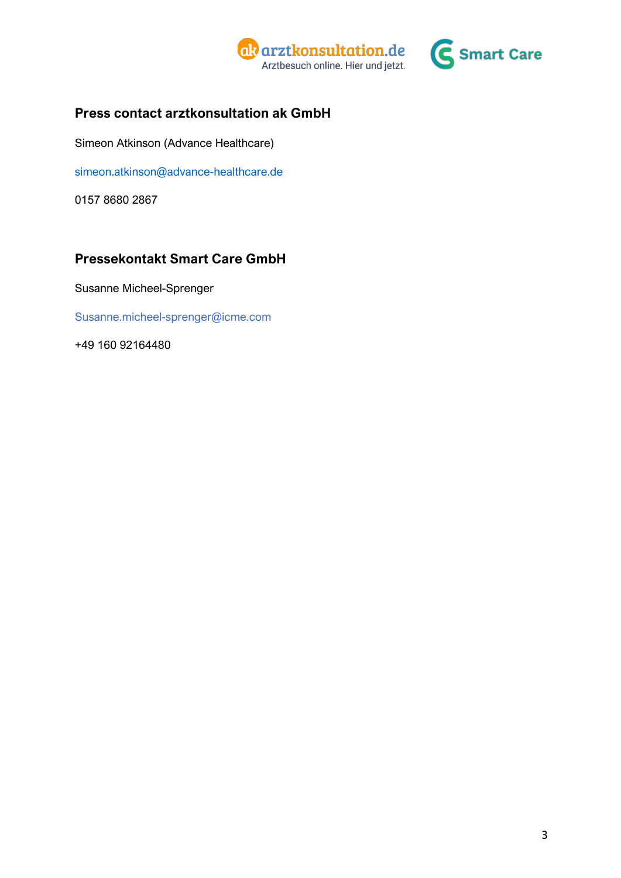## Press contact arztkonsultation ak GmbH

Simeon Atkinson (Advance Healthcare)

simeon.atkinson@advance-healthcare.de

0157 8680 2867

## Pressekontakt Smart Care GmbH

Susanne Micheel-Sprenger

Susanne.micheel-sprenger@icme.com

+49 160 92164480